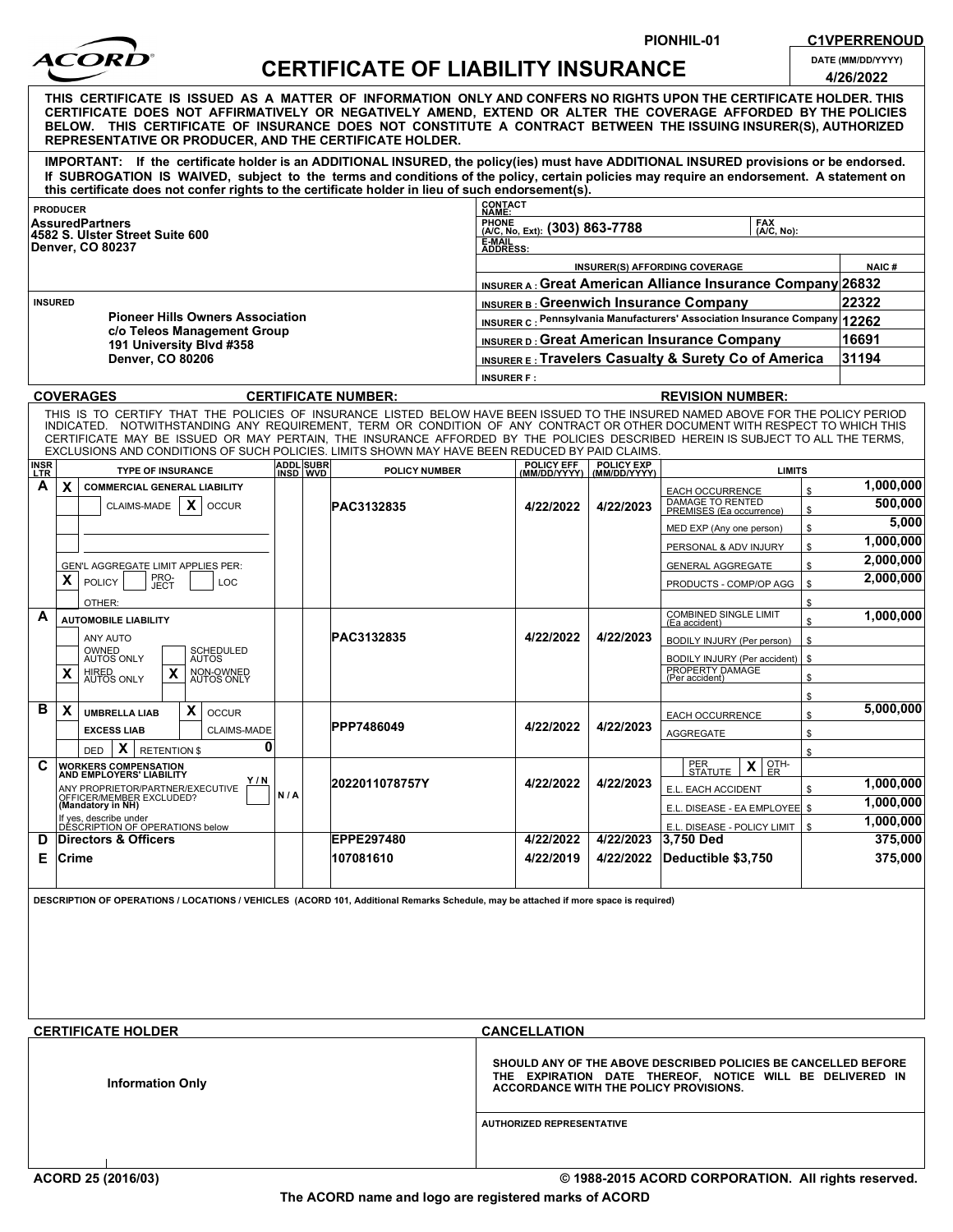PIONHIL-01 C1VPERRENOUD

# CERTIFICATE OF LIABILITY INSURANCE

DATE (MM/DD/YYYY): 4/26/2022

**THIS CERTIFICATE IS ISSUED AS A MATTER OF INFORMATION ONLY AND CONFERS NO RIGHTS UPON THE CERTIFICATE HOLDER. THIS CERTIFICATE DOES NOT AFFIRMATIVELY OR NEGATIVELY AMEND, EXTEND OR ALTER THE COVERAGE AFFORDED BY THE POLICIES BELOW. THIS CERTIFICATE OF INSURANCE DOES NOT CONSTITUTE A CONTRACT BETWEEN THE ISSUING INSURER(S), AUTHORIZED REPRESENTATIVE OR PRODUCER, AND THE CERTIFICATE HOLDER.**

**IMPORTANT: If the certificate holder is an ADDITIONAL INSURED, the policy(ies) must have ADDITIONAL INSURED provisions or be endorsed. If SUBROGATION IS WAIVED, subject to the terms and conditions of the policy, certain policies may require an endorsement. A statement on this certificate does not confer rights to the certificate holder in lieu of such endorsement(s).**

**PRODUCER**
AssuredPartners
4582 S. Ulster Street Suite 600
Denver, CO 80237

CONTACT NAME:
PHONE (A/C, No, Ext): (303) 863-7788
FAX (A/C, No):
E-MAIL ADDRESS:

| INSURER(S) AFFORDING COVERAGE | | NAIC # |
|---|---|---|
| INSURER A : | Great American Alliance Insurance Company | 26832 |
| INSURER B : | Greenwich Insurance Company | 22322 |
| INSURER C : | Pennsylvania Manufacturers' Association Insurance Company | 12262 |
| INSURER D : | Great American Insurance Company | 16691 |
| INSURER E : | Travelers Casualty & Surety Co of America | 31194 |
| INSURER F : | | |

**INSURED**
Pioneer Hills Owners Association
c/o Teleos Management Group
191 University Blvd #358
Denver, CO 80206

**COVERAGES** CERTIFICATE NUMBER: REVISION NUMBER:

THIS IS TO CERTIFY THAT THE POLICIES OF INSURANCE LISTED BELOW HAVE BEEN ISSUED TO THE INSURED NAMED ABOVE FOR THE POLICY PERIOD INDICATED. NOTWITHSTANDING ANY REQUIREMENT, TERM OR CONDITION OF ANY CONTRACT OR OTHER DOCUMENT WITH RESPECT TO WHICH THIS CERTIFICATE MAY BE ISSUED OR MAY PERTAIN, THE INSURANCE AFFORDED BY THE POLICIES DESCRIBED HEREIN IS SUBJECT TO ALL THE TERMS, EXCLUSIONS AND CONDITIONS OF SUCH POLICIES. LIMITS SHOWN MAY HAVE BEEN REDUCED BY PAID CLAIMS.

| INSR LTR | TYPE OF INSURANCE | ADDL INSD | SUBR WVD | POLICY NUMBER | POLICY EFF (MM/DD/YYYY) | POLICY EXP (MM/DD/YYYY) | LIMITS | |
|---|---|---|---|---|---|---|---|---|
| A | X COMMERCIAL GENERAL LIABILITY | | | PAC3132835 | 4/22/2022 | 4/22/2023 | EACH OCCURRENCE | $ 1,000,000 |
| | CLAIMS-MADE / X OCCUR | | | | | | DAMAGE TO RENTED PREMISES (Ea occurrence) | $ 500,000 |
| | | | | | | | MED EXP (Any one person) | $ 5,000 |
| | | | | | | | PERSONAL & ADV INJURY | $ 1,000,000 |
| | GEN'L AGGREGATE LIMIT APPLIES PER: | | | | | | GENERAL AGGREGATE | $ 2,000,000 |
| | X POLICY / PRO-JECT / LOC | | | | | | PRODUCTS - COMP/OP AGG | $ 2,000,000 |
| | OTHER: | | | | | | | $ |
| A | AUTOMOBILE LIABILITY | | | PAC3132835 | 4/22/2022 | 4/22/2023 | COMBINED SINGLE LIMIT (Ea accident) | $ 1,000,000 |
| | ANY AUTO | | | | | | BODILY INJURY (Per person) | $ |
| | OWNED AUTOS ONLY / SCHEDULED AUTOS | | | | | | BODILY INJURY (Per accident) | $ |
| | X HIRED AUTOS ONLY / X NON-OWNED AUTOS ONLY | | | | | | PROPERTY DAMAGE (Per accident) | $ |
| | | | | | | | | $ |
| B | X UMBRELLA LIAB / X OCCUR | | | PPP7486049 | 4/22/2022 | 4/22/2023 | EACH OCCURRENCE | $ 5,000,000 |
| | EXCESS LIAB / CLAIMS-MADE | | | | | | AGGREGATE | $ |
| | DED / X RETENTION $ 0 | | | | | | | $ |
| C | WORKERS COMPENSATION AND EMPLOYERS' LIABILITY Y/N | | | 2022011078757Y | 4/22/2022 | 4/22/2023 | PER STATUTE / X OTH-ER | |
| | ANY PROPRIETOR/PARTNER/EXECUTIVE OFFICER/MEMBER EXCLUDED? (Mandatory in NH) | N/A | | | | | E.L. EACH ACCIDENT | $ 1,000,000 |
| | If yes, describe under DESCRIPTION OF OPERATIONS below | | | | | | E.L. DISEASE - EA EMPLOYEE | $ 1,000,000 |
| | | | | | | | E.L. DISEASE - POLICY LIMIT | $ 1,000,000 |
| D | Directors & Officers | | | EPPE297480 | 4/22/2022 | 4/22/2023 | 3,750 Ded | 375,000 |
| E | Crime | | | 107081610 | 4/22/2019 | 4/22/2022 | Deductible $3,750 | 375,000 |

**DESCRIPTION OF OPERATIONS / LOCATIONS / VEHICLES** (ACORD 101, Additional Remarks Schedule, may be attached if more space is required)

**CERTIFICATE HOLDER**

Information Only

**CANCELLATION**

SHOULD ANY OF THE ABOVE DESCRIBED POLICIES BE CANCELLED BEFORE THE EXPIRATION DATE THEREOF, NOTICE WILL BE DELIVERED IN ACCORDANCE WITH THE POLICY PROVISIONS.

AUTHORIZED REPRESENTATIVE

ACORD 25 (2016/03) © 1988-2015 ACORD CORPORATION. All rights reserved.

The ACORD name and logo are registered marks of ACORD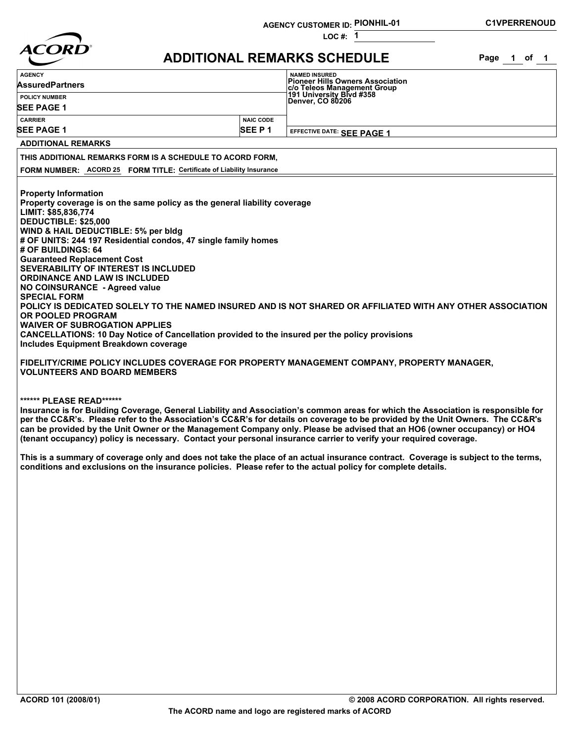AGENCY CUSTOMER ID: PIONHIL-01 C1VPERRENOUD

LOC #: 1

# ADDITIONAL REMARKS SCHEDULE

| | |
|---|---|
| AGENCY<br>AssuredPartners | NAMED INSURED<br>Pioneer Hills Owners Association<br>c/o Teleos Management Group<br>191 University Blvd #358<br>Denver, CO 80206 |
| POLICY NUMBER<br>SEE PAGE 1 | |
| CARRIER<br>SEE PAGE 1 — NAIC CODE<br>SEE P 1 | EFFECTIVE DATE: SEE PAGE 1 |

**ADDITIONAL REMARKS**

THIS ADDITIONAL REMARKS FORM IS A SCHEDULE TO ACORD FORM,

FORM NUMBER: ACORD 25 FORM TITLE: Certificate of Liability Insurance

**Property Information**
Property coverage is on the same policy as the general liability coverage
LIMIT: $85,836,774
DEDUCTIBLE: $25,000
WIND & HAIL DEDUCTIBLE: 5% per bldg
# OF UNITS: 244 197 Residential condos, 47 single family homes
# OF BUILDINGS: 64
Guaranteed Replacement Cost
SEVERABILITY OF INTEREST IS INCLUDED
ORDINANCE AND LAW IS INCLUDED
NO COINSURANCE - Agreed value
SPECIAL FORM
POLICY IS DEDICATED SOLELY TO THE NAMED INSURED AND IS NOT SHARED OR AFFILIATED WITH ANY OTHER ASSOCIATION OR POOLED PROGRAM
WAIVER OF SUBROGATION APPLIES
CANCELLATIONS: 10 Day Notice of Cancellation provided to the insured per the policy provisions
Includes Equipment Breakdown coverage

FIDELITY/CRIME POLICY INCLUDES COVERAGE FOR PROPERTY MANAGEMENT COMPANY, PROPERTY MANAGER, VOLUNTEERS AND BOARD MEMBERS

****** PLEASE READ******
Insurance is for Building Coverage, General Liability and Association's common areas for which the Association is responsible for per the CC&R's. Please refer to the Association's CC&R's for details on coverage to be provided by the Unit Owners. The CC&R's can be provided by the Unit Owner or the Management Company only. Please be advised that an HO6 (owner occupancy) or HO4 (tenant occupancy) policy is necessary. Contact your personal insurance carrier to verify your required coverage.

This is a summary of coverage only and does not take the place of an actual insurance contract. Coverage is subject to the terms, conditions and exclusions on the insurance policies. Please refer to the actual policy for complete details.

ACORD 101 (2008/01) © 2008 ACORD CORPORATION. All rights reserved.

The ACORD name and logo are registered marks of ACORD